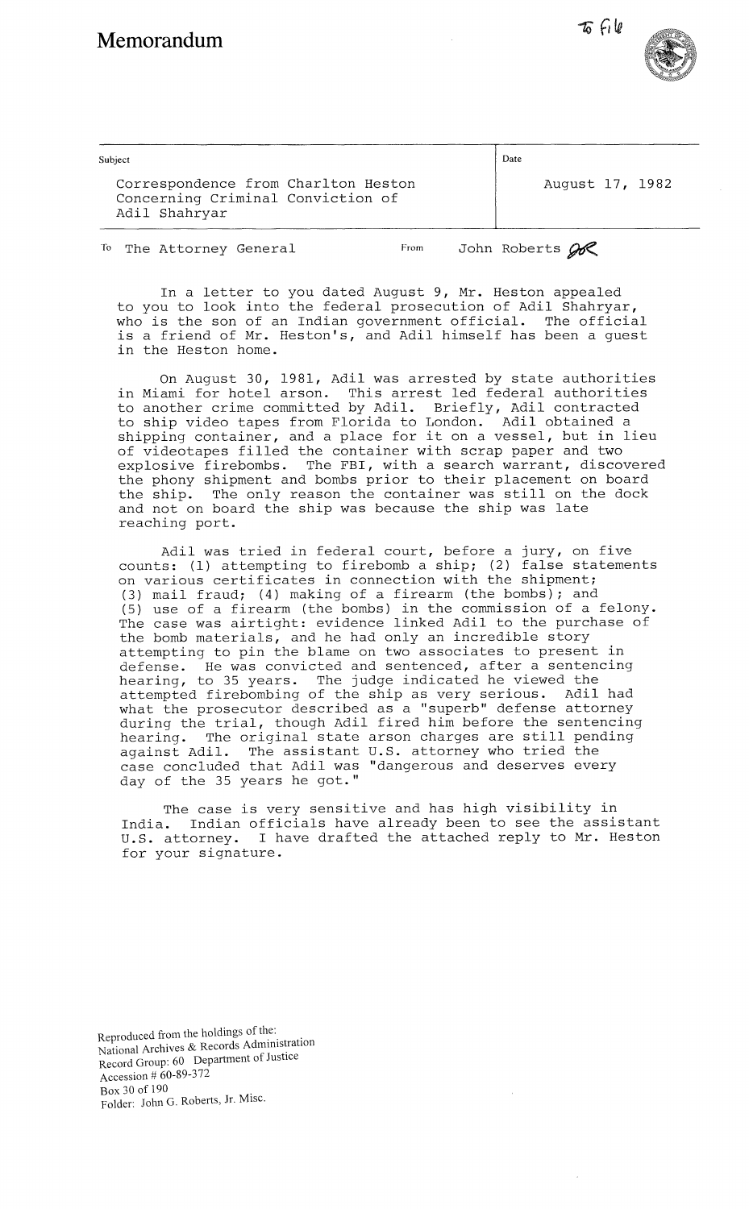# Memorandum

To file

| Subject | Date |
| --- | --- |
| Correspondence from Charlton Heston Concerning Criminal Conviction of Adil Shahryar | August 17, 1982 |

To: The Attorney General

From: John Roberts JGR

In a letter to you dated August 9, Mr. Heston appealed to you to look into the federal prosecution of Adil Shahryar, who is the son of an Indian government official. The official is a friend of Mr. Heston's, and Adil himself has been a guest in the Heston home.

On August 30, 1981, Adil was arrested by state authorities in Miami for hotel arson. This arrest led federal authorities to another crime committed by Adil. Briefly, Adil contracted to ship video tapes from Florida to London. Adil obtained a shipping container, and a place for it on a vessel, but in lieu of videotapes filled the container with scrap paper and two explosive firebombs. The FBI, with a search warrant, discovered the phony shipment and bombs prior to their placement on board the ship. The only reason the container was still on the dock and not on board the ship was because the ship was late reaching port.

Adil was tried in federal court, before a jury, on five counts: (1) attempting to firebomb a ship; (2) false statements on various certificates in connection with the shipment; (3) mail fraud; (4) making of a firearm (the bombs); and (5) use of a firearm (the bombs) in the commission of a felony. The case was airtight: evidence linked Adil to the purchase of the bomb materials, and he had only an incredible story attempting to pin the blame on two associates to present in defense. He was convicted and sentenced, after a sentencing hearing, to 35 years. The judge indicated he viewed the attempted firebombing of the ship as very serious. Adil had what the prosecutor described as a "superb" defense attorney during the trial, though Adil fired him before the sentencing hearing. The original state arson charges are still pending against Adil. The assistant U.S. attorney who tried the case concluded that Adil was "dangerous and deserves every day of the 35 years he got."

The case is very sensitive and has high visibility in India. Indian officials have already been to see the assistant U.S. attorney. I have drafted the attached reply to Mr. Heston for your signature.

Reproduced from the holdings of the:
National Archives & Records Administration
Record Group: 60 Department of Justice
Accession # 60-89-372
Box 30 of 190
Folder: John G. Roberts, Jr. Misc.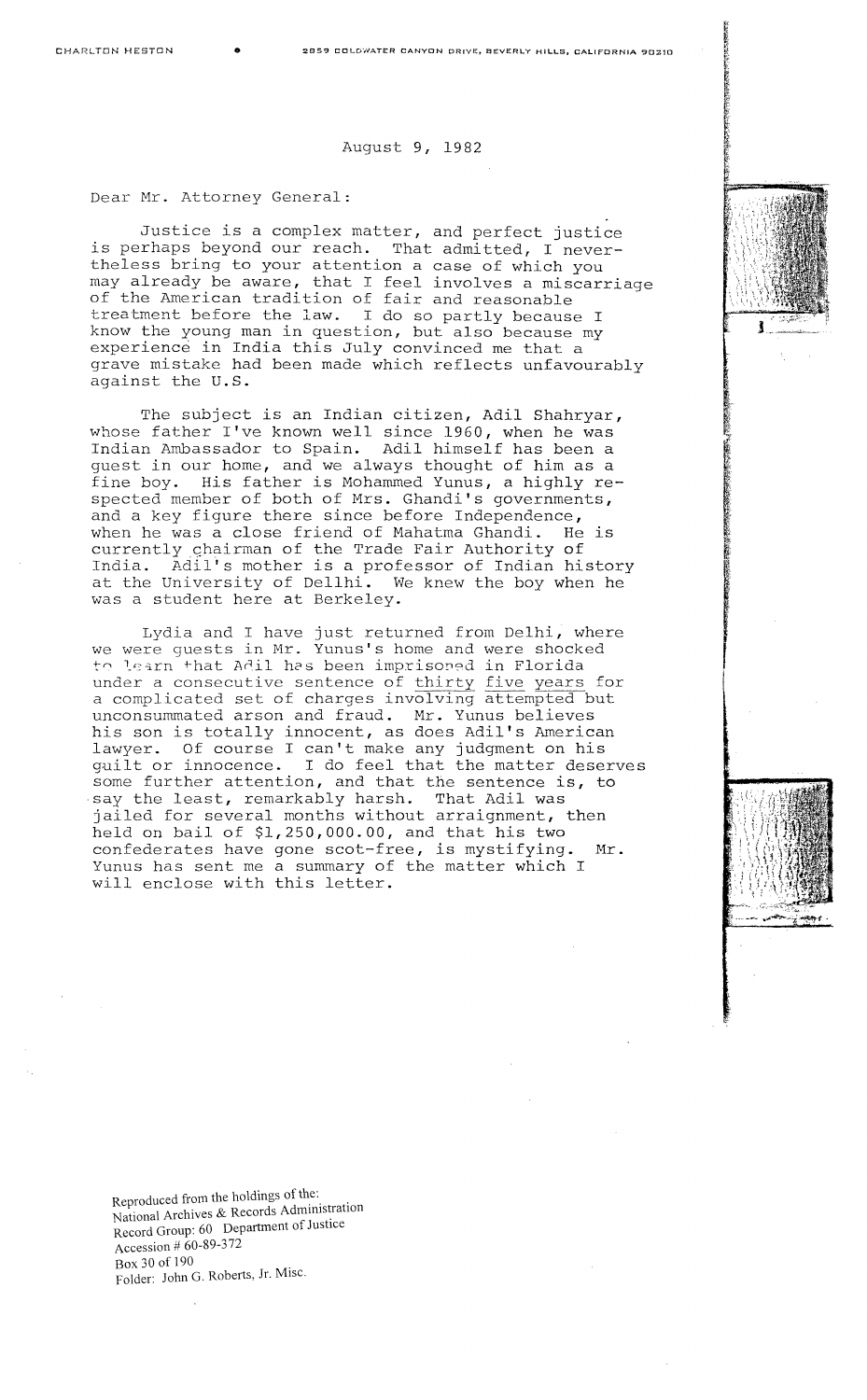CHARLTON HESTON • 2859 COLDWATER CANYON DRIVE, BEVERLY HILLS, CALIFORNIA 90210

August 9, 1982

Dear Mr. Attorney General:

Justice is a complex matter, and perfect justice is perhaps beyond our reach. That admitted, I nevertheless bring to your attention a case of which you may already be aware, that I feel involves a miscarriage of the American tradition of fair and reasonable treatment before the law. I do so partly because I know the young man in question, but also because my experience in India this July convinced me that a grave mistake had been made which reflects unfavourably against the U.S.

The subject is an Indian citizen, Adil Shahryar, whose father I've known well since 1960, when he was Indian Ambassador to Spain. Adil himself has been a guest in our home, and we always thought of him as a fine boy. His father is Mohammed Yunus, a highly respected member of both of Mrs. Ghandi's governments, and a key figure there since before Independence, when he was a close friend of Mahatma Ghandi. He is currently chairman of the Trade Fair Authority of India. Adil's mother is a professor of Indian history at the University of Dellhi. We knew the boy when he was a student here at Berkeley.

Lydia and I have just returned from Delhi, where we were guests in Mr. Yunus's home and were shocked to learn that Adil has been imprisoned in Florida under a consecutive sentence of thirty five years for a complicated set of charges involving attempted but unconsummated arson and fraud. Mr. Yunus believes his son is totally innocent, as does Adil's American lawyer. Of course I can't make any judgment on his guilt or innocence. I do feel that the matter deserves some further attention, and that the sentence is, to say the least, remarkably harsh. That Adil was jailed for several months without arraignment, then held on bail of $1,250,000.00, and that his two confederates have gone scot-free, is mystifying. Mr. Yunus has sent me a summary of the matter which I will enclose with this letter.

Reproduced from the holdings of the:
National Archives & Records Administration
Record Group: 60 Department of Justice
Accession # 60-89-372
Box 30 of 190
Folder: John G. Roberts, Jr. Misc.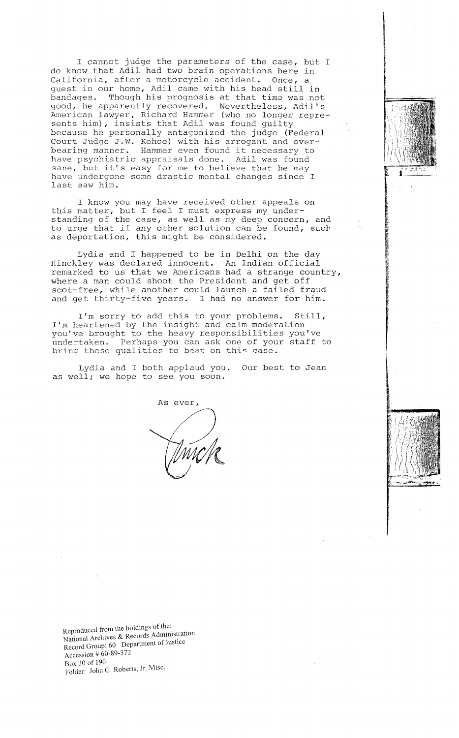I cannot judge the parameters of the case, but I do know that Adil had two brain operations here in California, after a motorcycle accident. Once, a guest in our home, Adil came with his head still in bandages. Though his prognosis at that time was not good, he apparently recovered. Nevertheless, Adil's American lawyer, Richard Hammer (who no longer represents him), insists that Adil was found guilty because he personally antagonized the judge (Federal Court Judge J.W. Kehoe) with his arrogant and overbearing manner. Hammer even found it necessary to have psychiatric appraisals done. Adil was found sane, but it's easy for me to believe that he may have undergone some drastic mental changes since I last saw him.

I know you may have received other appeals on this matter, but I feel I must express my understanding of the case, as well as my deep concern, and to urge that if any other solution can be found, such as deportation, this might be considered.

Lydia and I happened to be in Delhi on the day Hinckley was declared innocent. An Indian official remarked to us that we Americans had a strange country, where a man could shoot the President and get off scot-free, while another could launch a failed fraud and get thirty-five years. I had no answer for him.

I'm sorry to add this to your problems. Still, I'm heartened by the insight and calm moderation you've brought to the heavy responsibilities you've undertaken. Perhaps you can ask one of your staff to bring these qualities to bear on this case.

Lydia and I both applaud you. Our best to Jean as well; we hope to see you soon.

As ever,

Chuck

Reproduced from the holdings of the:
National Archives & Records Administration
Record Group: 60 Department of Justice
Accession # 60-89-372
Box 30 of 190
Folder: John G. Roberts, Jr. Misc.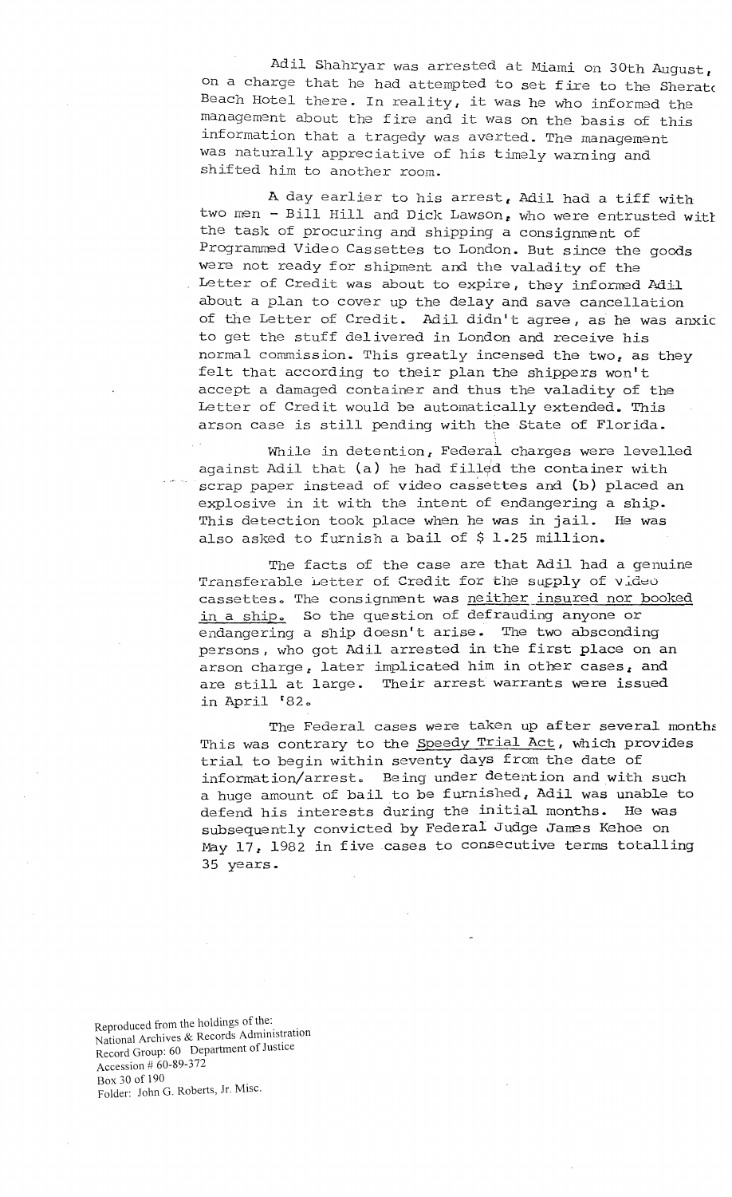Adil Shahryar was arrested at Miami on 30th August, on a charge that he had attempted to set fire to the Sherato Beach Hotel there. In reality, it was he who informed the management about the fire and it was on the basis of this information that a tragedy was averted. The management was naturally appreciative of his timely warning and shifted him to another room.

A day earlier to his arrest, Adil had a tiff with two men - Bill Hill and Dick Lawson, who were entrusted with the task of procuring and shipping a consignment of Programmed Video Cassettes to London. But since the goods were not ready for shipment and the valadity of the Letter of Credit was about to expire, they informed Adil about a plan to cover up the delay and save cancellation of the Letter of Credit. Adil didn't agree, as he was anxio to get the stuff delivered in London and receive his normal commission. This greatly incensed the two, as they felt that according to their plan the shippers won't accept a damaged container and thus the valadity of the Letter of Credit would be automatically extended. This arson case is still pending with the State of Florida.

While in detention, Federal charges were levelled against Adil that (a) he had filled the container with scrap paper instead of video cassettes and (b) placed an explosive in it with the intent of endangering a ship. This detection took place when he was in jail. He was also asked to furnish a bail of $ 1.25 million.

The facts of the case are that Adil had a genuine Transferable Letter of Credit for the supply of video cassettes. The consignment was <u>neither insured nor booked in a ship.</u> So the question of defrauding anyone or endangering a ship doesn't arise. The two absconding persons, who got Adil arrested in the first place on an arson charge, later implicated him in other cases, and are still at large. Their arrest warrants were issued in April '82.

The Federal cases were taken up after several months This was contrary to the <u>Speedy Trial Act</u>, which provides trial to begin within seventy days from the date of information/arrest. Being under detention and with such a huge amount of bail to be furnished, Adil was unable to defend his interests during the initial months. He was subsequently convicted by Federal Judge James Kehoe on May 17, 1982 in five cases to consecutive terms totalling 35 years.

Reproduced from the holdings of the:
National Archives & Records Administration
Record Group: 60 Department of Justice
Accession # 60-89-372
Box 30 of 190
Folder: John G. Roberts, Jr. Misc.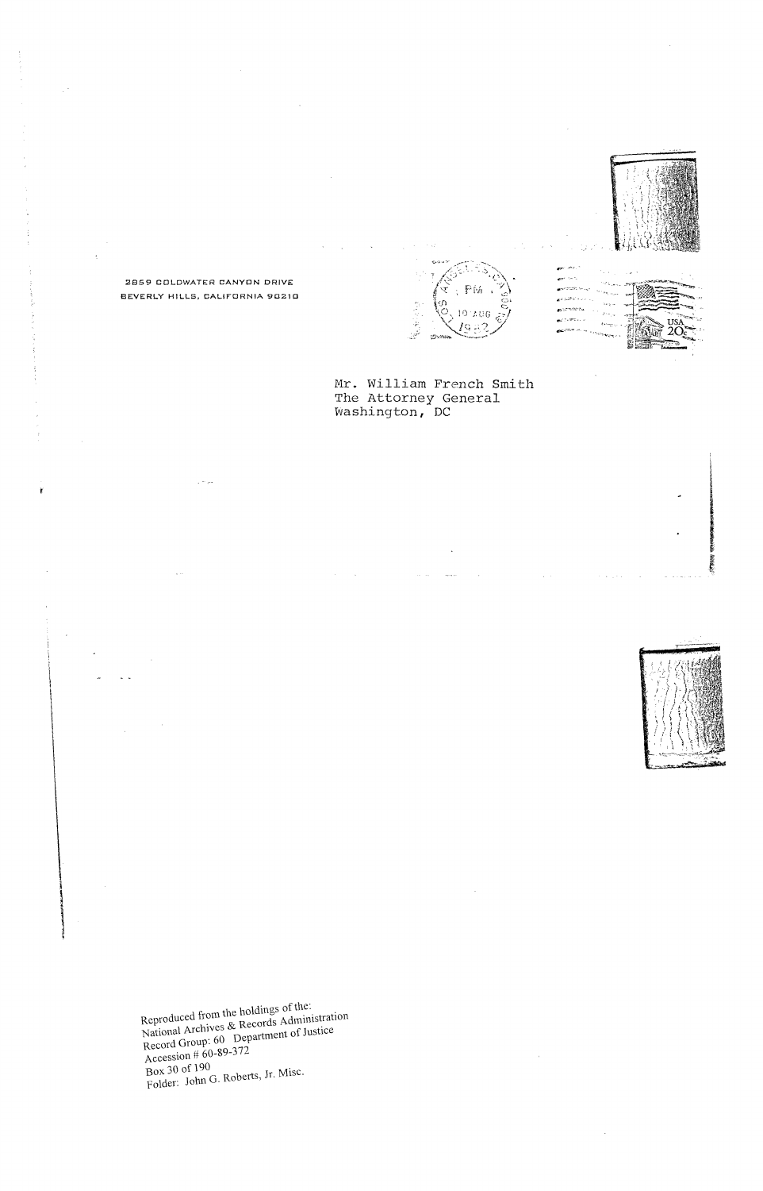2859 COLDWATER CANYON DRIVE
BEVERLY HILLS, CALIFORNIA 90210

LOS ANGELES, CA 900
PM
10 AUG
1982

USA 20c

Mr. William French Smith
The Attorney General
Washington, DC

Reproduced from the holdings of the:
National Archives & Records Administration
Record Group: 60 Department of Justice
Accession # 60-89-372
Box 30 of 190
Folder: John G. Roberts, Jr. Misc.